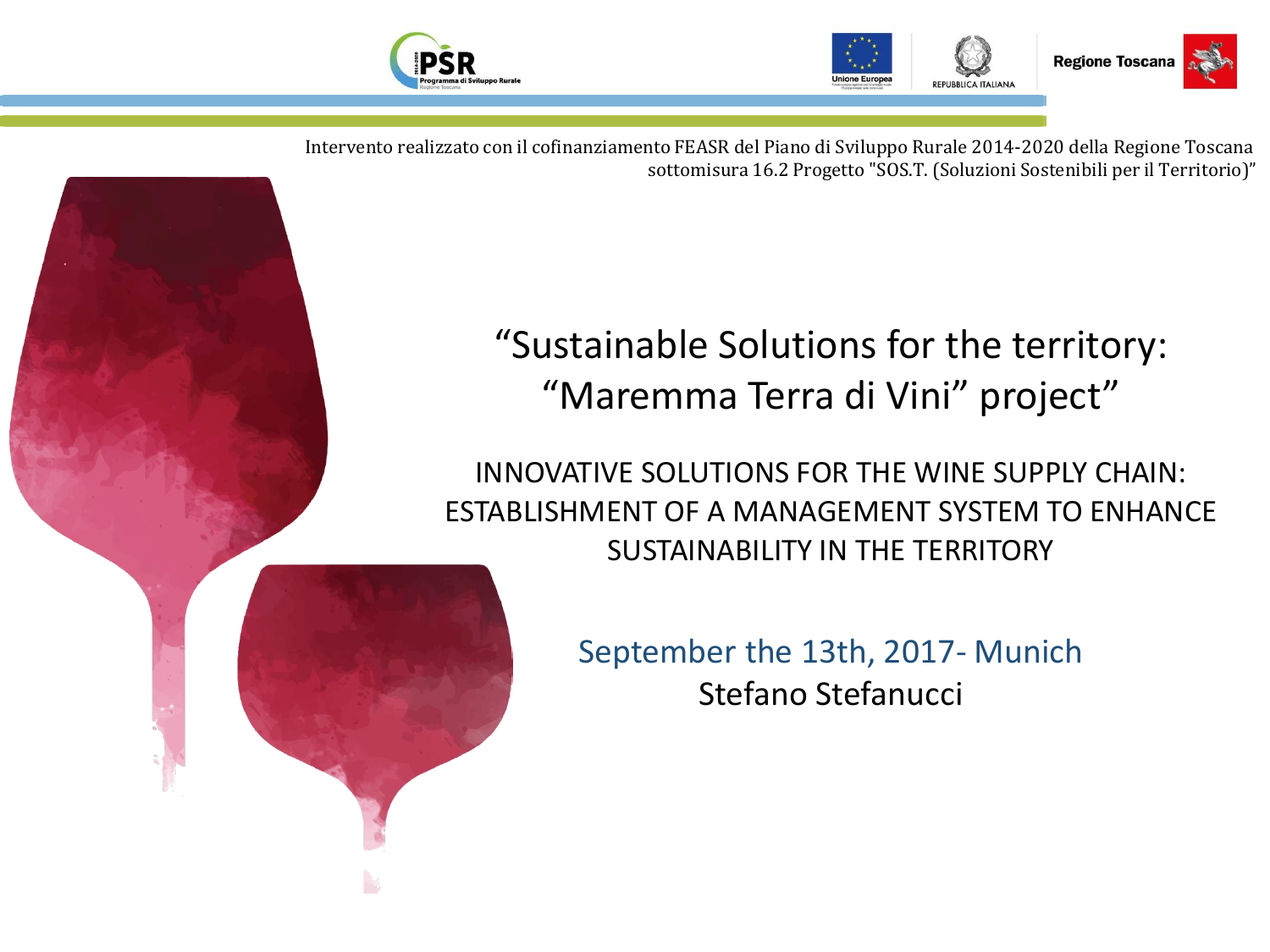Intervento realizzato con il cofinanziamento FEASR del Piano di Sviluppo Rurale 2014-2020 della Regione Toscana sottomisura 16.2 Progetto "SOS.T. (Soluzioni Sostenibili per il Territorio)"

# "Sustainable Solutions for the territory: "Maremma Terra di Vini" project"

## INNOVATIVE SOLUTIONS FOR THE WINE SUPPLY CHAIN: ESTABLISHMENT OF A MANAGEMENT SYSTEM TO ENHANCE SUSTAINABILITY IN THE TERRITORY

September the 13th, 2017- Munich

Stefano Stefanucci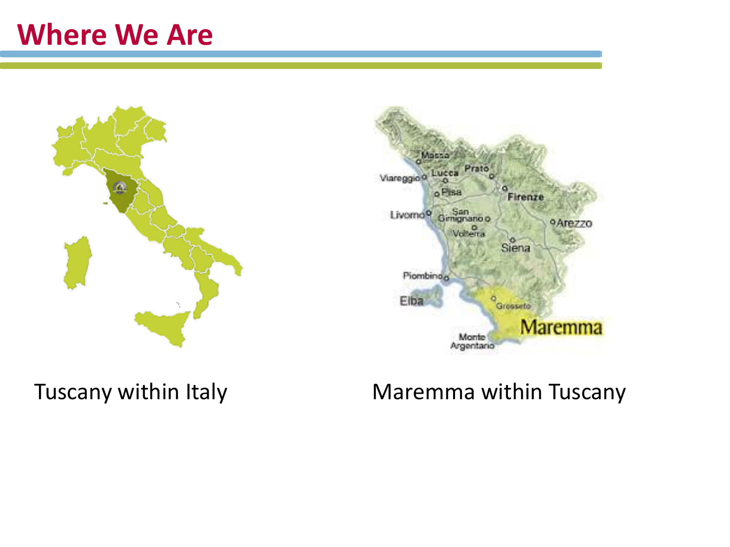# Where We Are

Tuscany within Italy

Maremma within Tuscany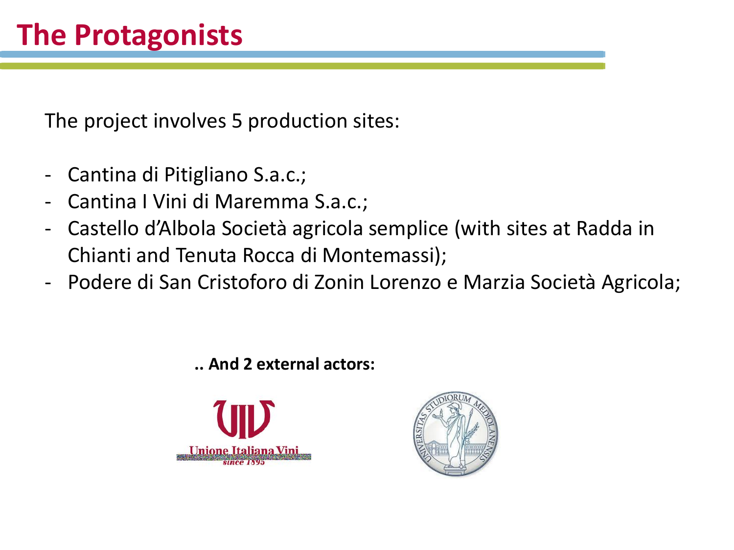# The Protagonists

The project involves 5 production sites:

- Cantina di Pitigliano S.a.c.;
- Cantina I Vini di Maremma S.a.c.;
- Castello d'Albola Società agricola semplice (with sites at Radda in Chianti and Tenuta Rocca di Montemassi);
- Podere di San Cristoforo di Zonin Lorenzo e Marzia Società Agricola;

**.. And 2 external actors:**

Unione Italiana Vini since 1895

UNIVERSITAS STUDIORUM MEDIOLANENSIS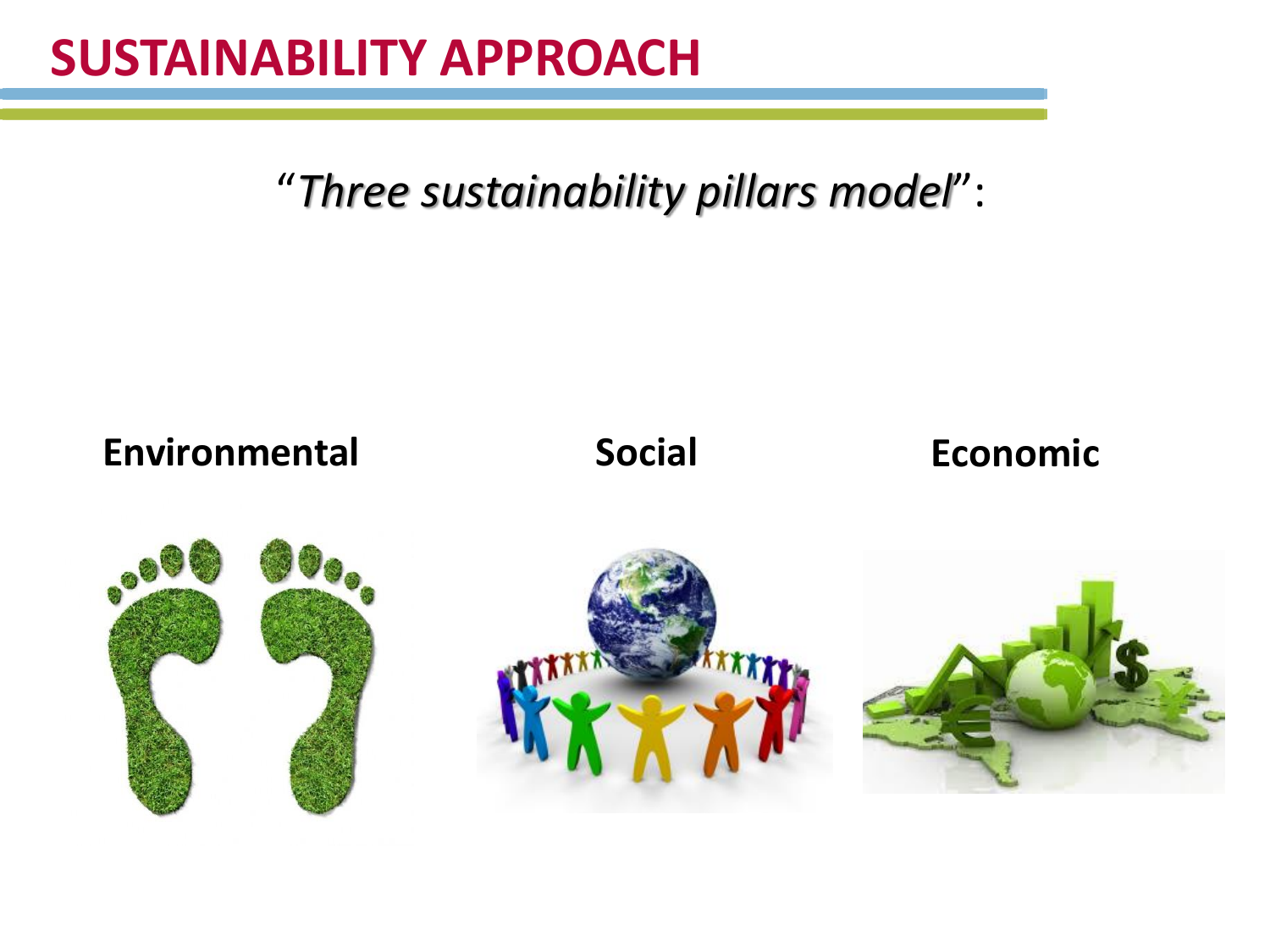# SUSTAINABILITY APPROACH

“*Three sustainability pillars model*”:

**Environmental**

**Social**

**Economic**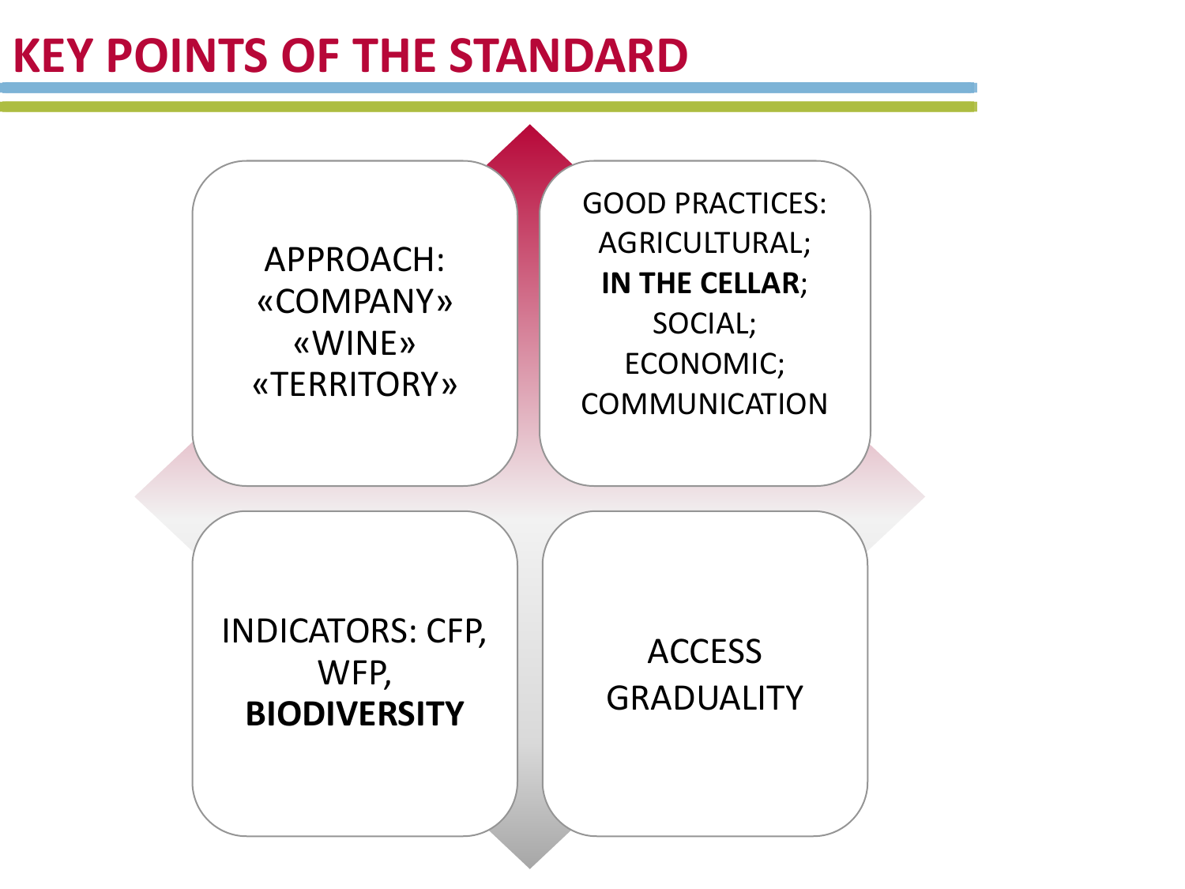# KEY POINTS OF THE STANDARD

APPROACH:
«COMPANY»
«WINE»
«TERRITORY»

GOOD PRACTICES:
AGRICULTURAL;
**IN THE CELLAR**;
SOCIAL;
ECONOMIC;
COMMUNICATION

INDICATORS: CFP,
WFP,
**BIODIVERSITY**

ACCESS
GRADUALITY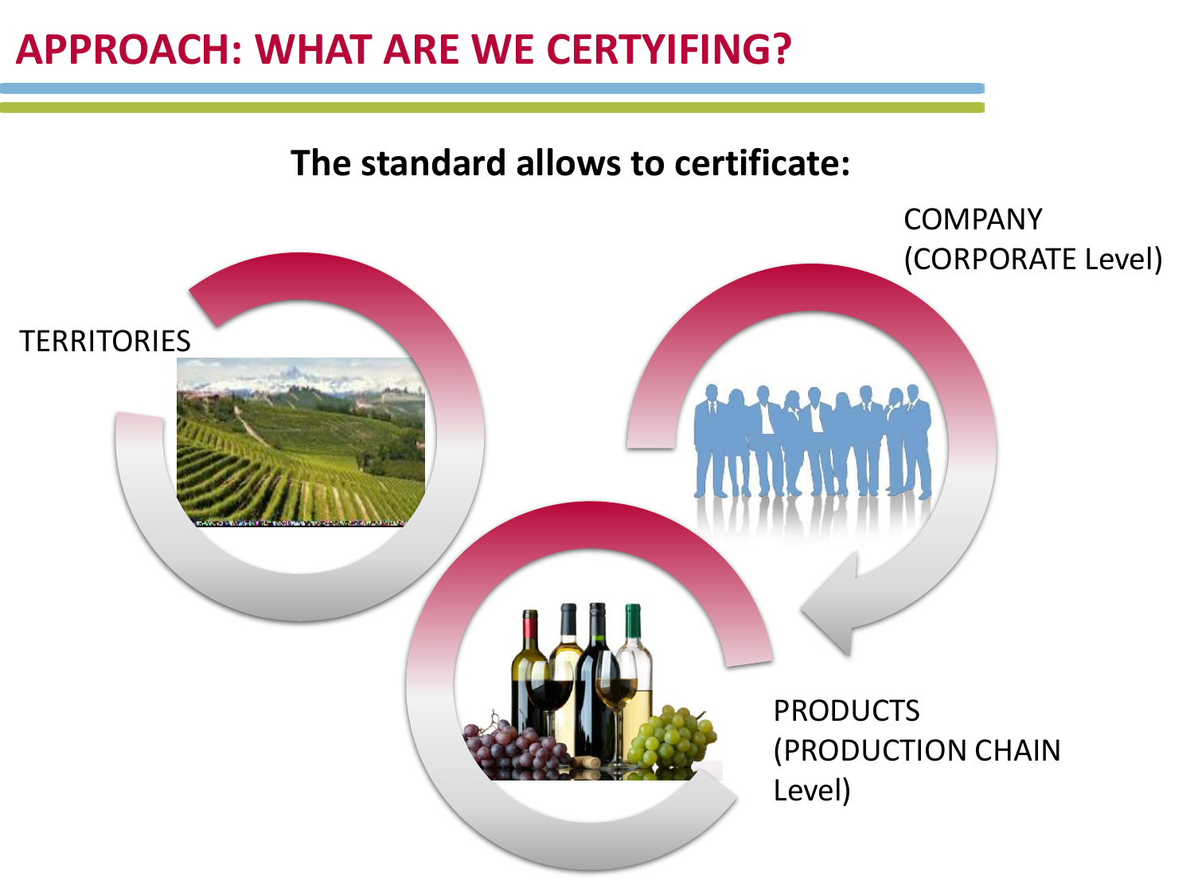# APPROACH: WHAT ARE WE CERTYIFING?

**The standard allows to certificate:**

TERRITORIES

COMPANY (CORPORATE Level)

PRODUCTS (PRODUCTION CHAIN Level)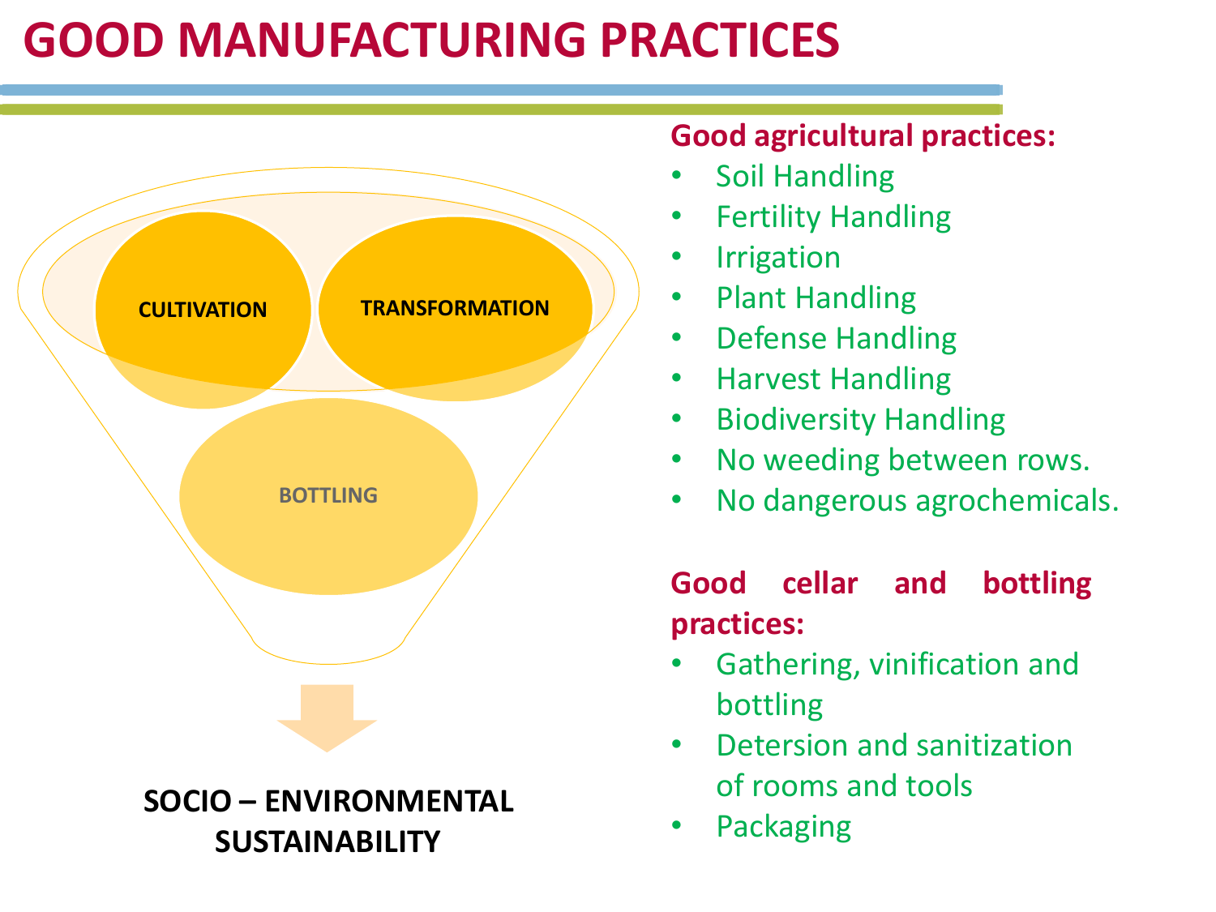# GOOD MANUFACTURING PRACTICES

CULTIVATION

TRANSFORMATION

BOTTLING

SOCIO – ENVIRONMENTAL SUSTAINABILITY

**Good agricultural practices:**

- Soil Handling
- Fertility Handling
- Irrigation
- Plant Handling
- Defense Handling
- Harvest Handling
- Biodiversity Handling
- No weeding between rows.
- No dangerous agrochemicals.

**Good cellar and bottling practices:**

- Gathering, vinification and bottling
- Detersion and sanitization of rooms and tools
- Packaging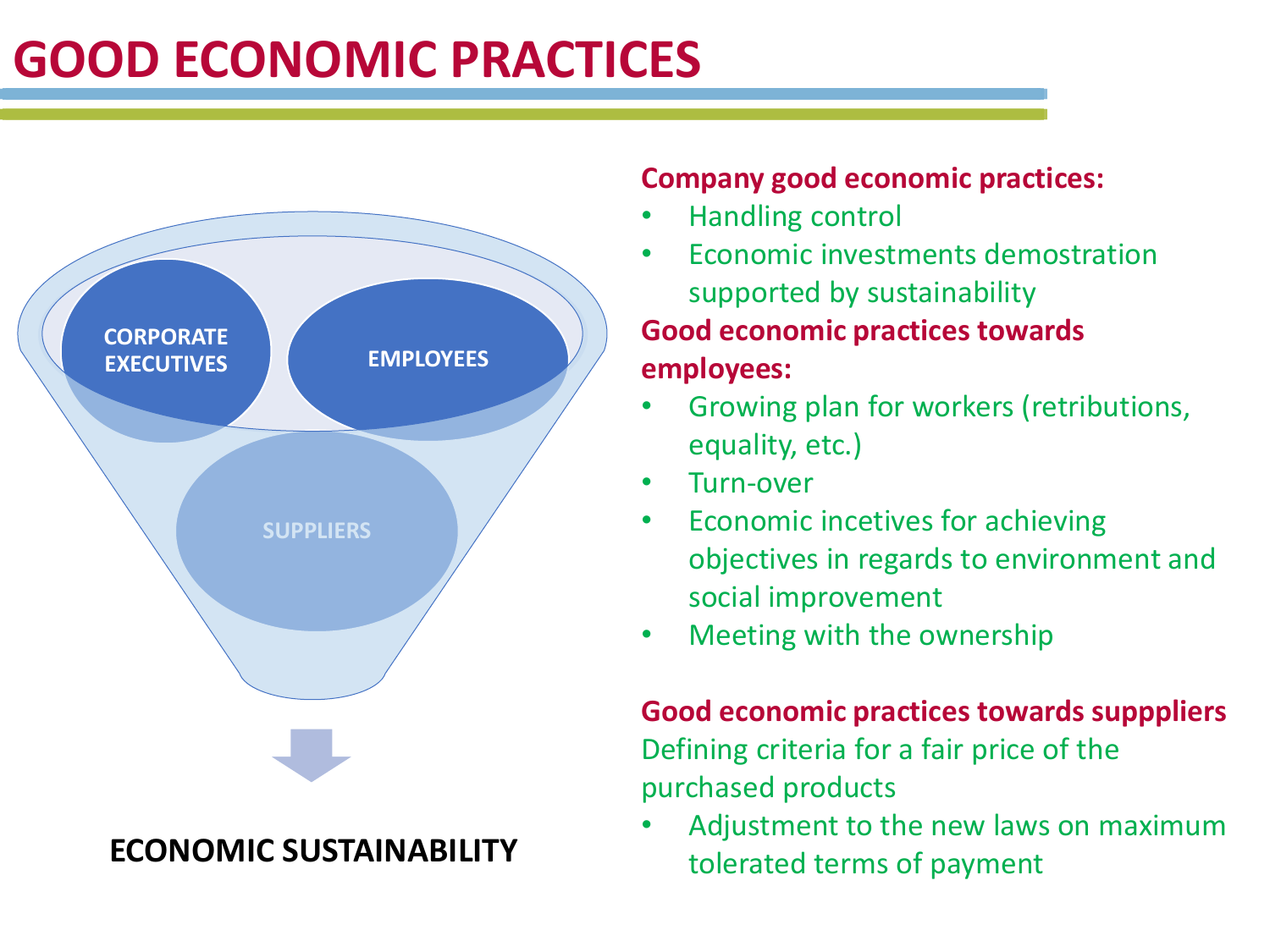# GOOD ECONOMIC PRACTICES

CORPORATE EXECUTIVES

EMPLOYEES

SUPPLIERS

**ECONOMIC SUSTAINABILITY**

**Company good economic practices:**

- Handling control
- Economic investments demostration supported by sustainability

**Good economic practices towards employees:**

- Growing plan for workers (retributions, equality, etc.)
- Turn-over
- Economic incetives for achieving objectives in regards to environment and social improvement
- Meeting with the ownership

**Good economic practices towards suppppliers**

Defining criteria for a fair price of the purchased products

- Adjustment to the new laws on maximum tolerated terms of payment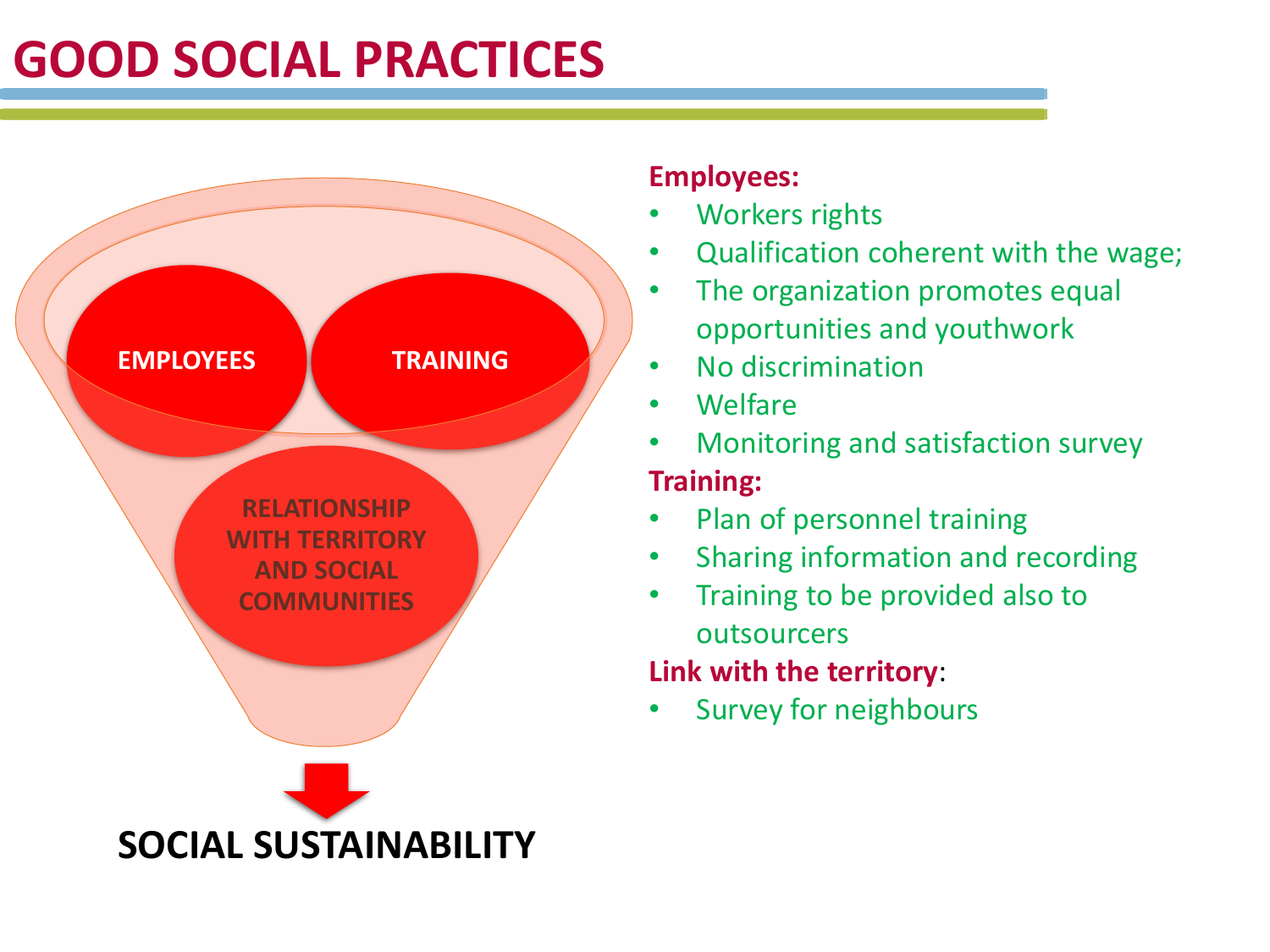# GOOD SOCIAL PRACTICES

EMPLOYEES

TRAINING

RELATIONSHIP WITH TERRITORY AND SOCIAL COMMUNITIES

SOCIAL SUSTAINABILITY

**Employees:**

- Workers rights
- Qualification coherent with the wage;
- The organization promotes equal opportunities and youthwork
- No discrimination
- Welfare
- Monitoring and satisfaction survey

**Training:**

- Plan of personnel training
- Sharing information and recording
- Training to be provided also to outsourcers

**Link with the territory**:

- Survey for neighbours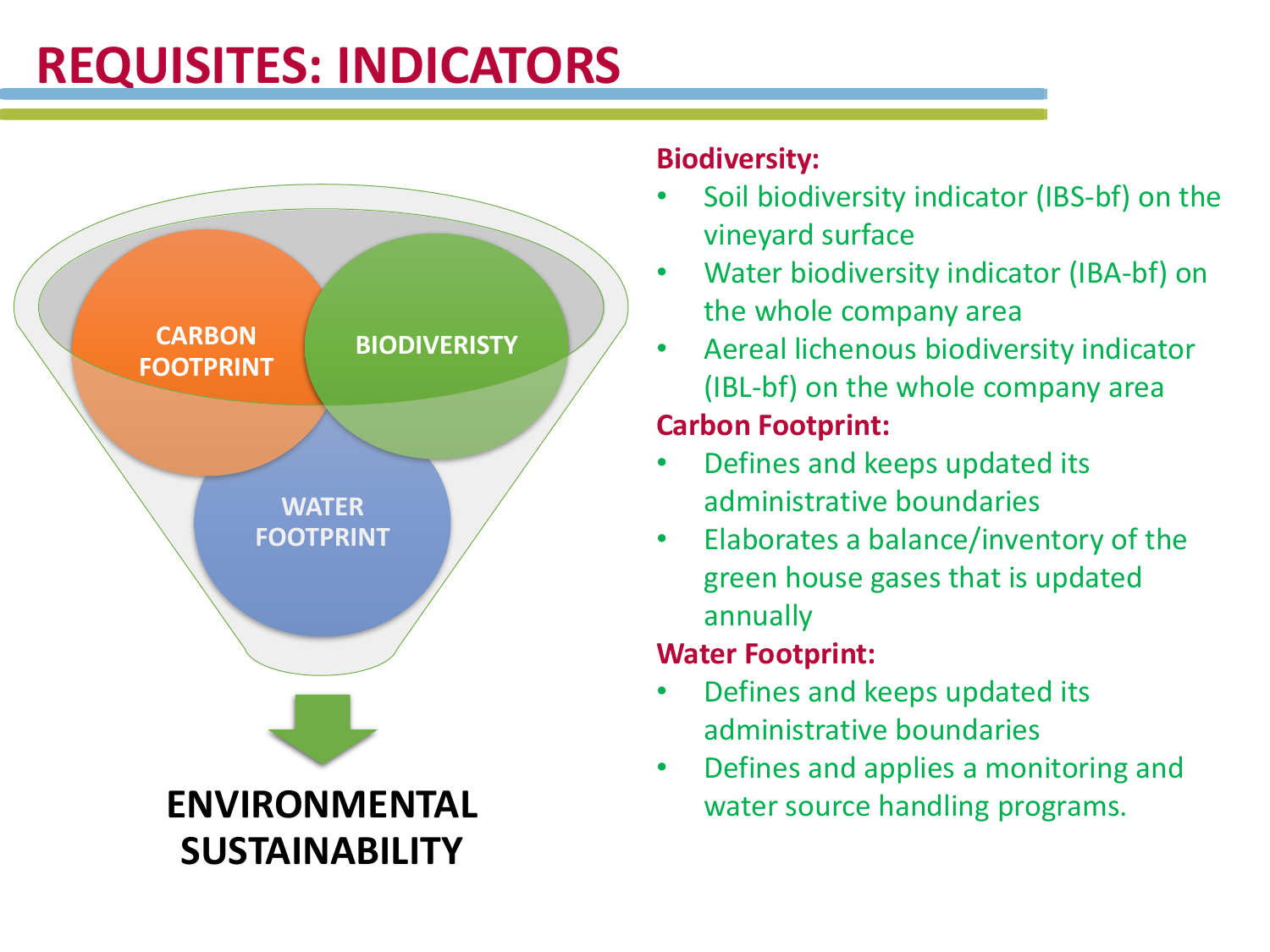# REQUISITES: INDICATORS

CARBON FOOTPRINT

BIODIVERISTY

WATER FOOTPRINT

ENVIRONMENTAL SUSTAINABILITY

**Biodiversity:**

- Soil biodiversity indicator (IBS-bf) on the vineyard surface
- Water biodiversity indicator (IBA-bf) on the whole company area
- Aereal lichenous biodiversity indicator (IBL-bf) on the whole company area

**Carbon Footprint:**

- Defines and keeps updated its administrative boundaries
- Elaborates a balance/inventory of the green house gases that is updated annually

**Water Footprint:**

- Defines and keeps updated its administrative boundaries
- Defines and applies a monitoring and water source handling programs.